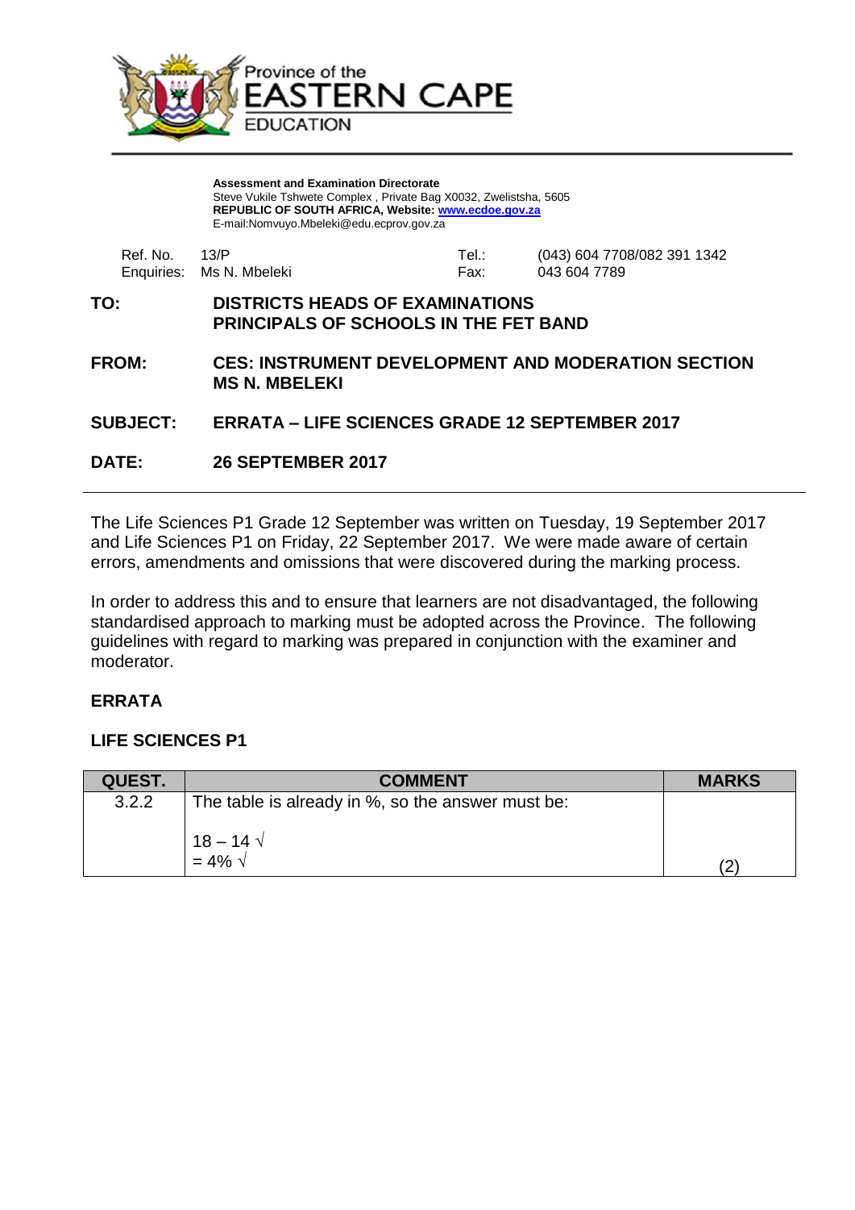Province of the
# EASTERN CAPE
EDUCATION

**Assessment and Examination Directorate**
Steve Vukile Tshwete Complex , Private Bag X0032, Zwelistsha, 5605
**REPUBLIC OF SOUTH AFRICA, Website: www.ecdoe.gov.za**
E-mail:Nomvuyo.Mbeleki@edu.ecprov.gov.za

Ref. No. 13/P
Enquiries: Ms N. Mbeleki

Tel.: (043) 604 7708/082 391 1342
Fax: 043 604 7789

**TO:** **DISTRICTS HEADS OF EXAMINATIONS**
**PRINCIPALS OF SCHOOLS IN THE FET BAND**

**FROM:** **CES: INSTRUMENT DEVELOPMENT AND MODERATION SECTION**
**MS N. MBELEKI**

**SUBJECT:** **ERRATA – LIFE SCIENCES GRADE 12 SEPTEMBER 2017**

**DATE:** **26 SEPTEMBER 2017**

---

The Life Sciences P1 Grade 12 September was written on Tuesday, 19 September 2017 and Life Sciences P1 on Friday, 22 September 2017. We were made aware of certain errors, amendments and omissions that were discovered during the marking process.

In order to address this and to ensure that learners are not disadvantaged, the following standardised approach to marking must be adopted across the Province. The following guidelines with regard to marking was prepared in conjunction with the examiner and moderator.

**ERRATA**

**LIFE SCIENCES P1**

| QUEST. | COMMENT | MARKS |
|---|---|---|
| 3.2.2 | The table is already in %, so the answer must be:<br><br>18 – 14 √<br>= 4% √ | (2) |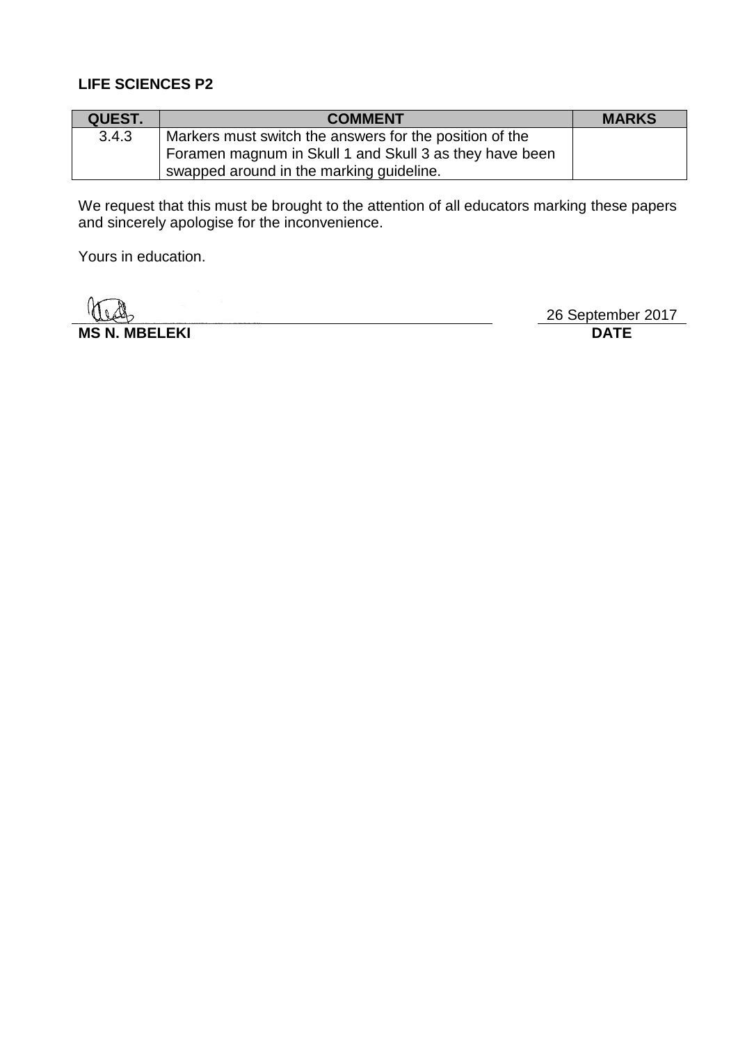**LIFE SCIENCES P2**

| QUEST. | COMMENT | MARKS |
| --- | --- | --- |
| 3.4.3 | Markers must switch the answers for the position of the Foramen magnum in Skull 1 and Skull 3 as they have been swapped around in the marking guideline. | |

We request that this must be brought to the attention of all educators marking these papers and sincerely apologise for the inconvenience.

Yours in education.

**MS N. MBELEKI**

26 September 2017

**DATE**